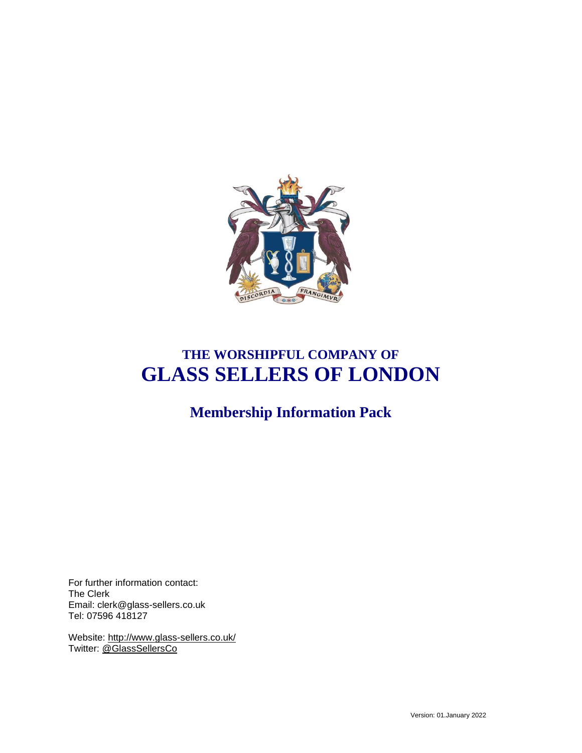THE WORSHIPFUL COMPANY OF

# GLASS SELLERS OF LONDON

## Membership Information Pack

For further information contact:
The Clerk
Email: clerk@glass-sellers.co.uk
Tel: 07596 418127

Website: http://www.glass-sellers.co.uk/
Twitter: @GlassSellersCo

Version: 01.January 2022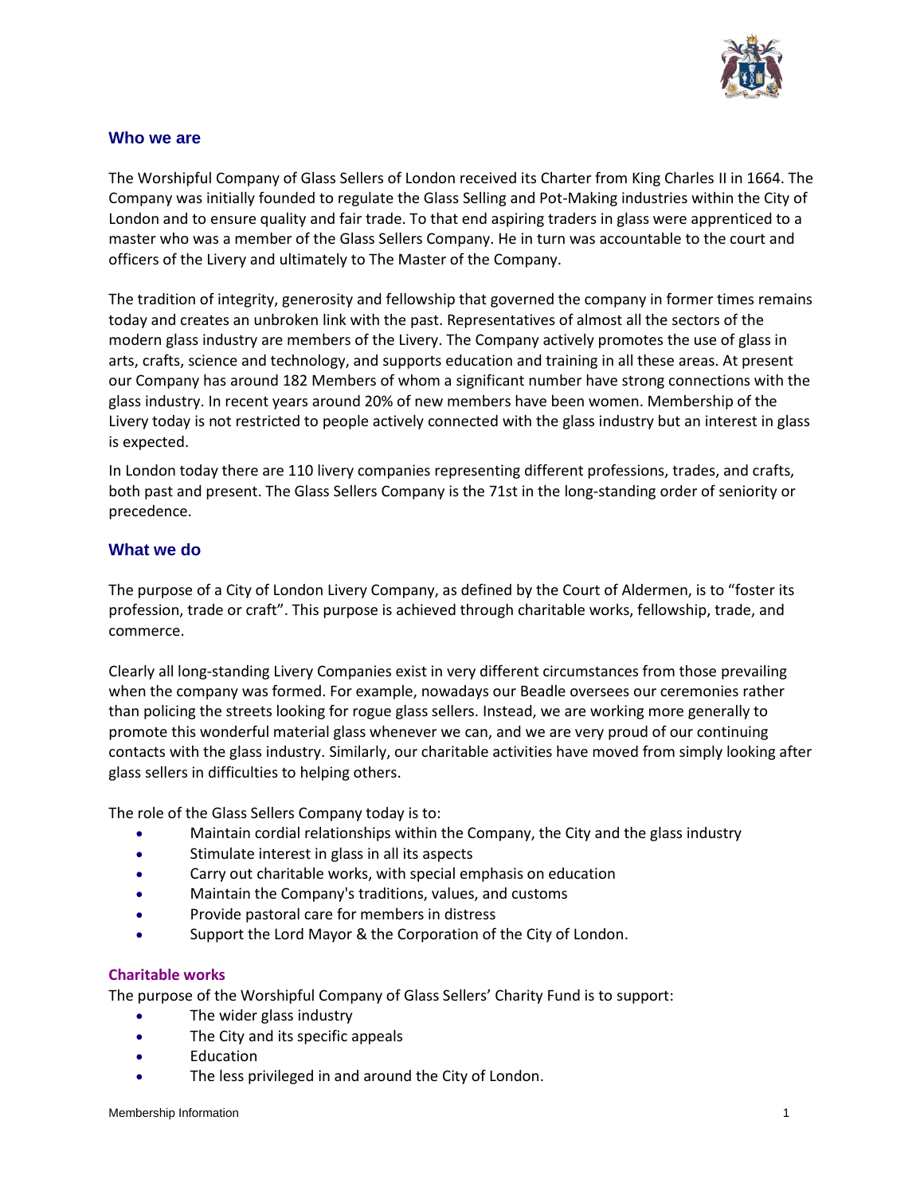## Who we are

The Worshipful Company of Glass Sellers of London received its Charter from King Charles II in 1664. The Company was initially founded to regulate the Glass Selling and Pot-Making industries within the City of London and to ensure quality and fair trade. To that end aspiring traders in glass were apprenticed to a master who was a member of the Glass Sellers Company. He in turn was accountable to the court and officers of the Livery and ultimately to The Master of the Company.

The tradition of integrity, generosity and fellowship that governed the company in former times remains today and creates an unbroken link with the past. Representatives of almost all the sectors of the modern glass industry are members of the Livery. The Company actively promotes the use of glass in arts, crafts, science and technology, and supports education and training in all these areas. At present our Company has around 182 Members of whom a significant number have strong connections with the glass industry. In recent years around 20% of new members have been women. Membership of the Livery today is not restricted to people actively connected with the glass industry but an interest in glass is expected.

In London today there are 110 livery companies representing different professions, trades, and crafts, both past and present. The Glass Sellers Company is the 71st in the long-standing order of seniority or precedence.

## What we do

The purpose of a City of London Livery Company, as defined by the Court of Aldermen, is to "foster its profession, trade or craft". This purpose is achieved through charitable works, fellowship, trade, and commerce.

Clearly all long-standing Livery Companies exist in very different circumstances from those prevailing when the company was formed. For example, nowadays our Beadle oversees our ceremonies rather than policing the streets looking for rogue glass sellers. Instead, we are working more generally to promote this wonderful material glass whenever we can, and we are very proud of our continuing contacts with the glass industry. Similarly, our charitable activities have moved from simply looking after glass sellers in difficulties to helping others.

The role of the Glass Sellers Company today is to:

- Maintain cordial relationships within the Company, the City and the glass industry
- Stimulate interest in glass in all its aspects
- Carry out charitable works, with special emphasis on education
- Maintain the Company's traditions, values, and customs
- Provide pastoral care for members in distress
- Support the Lord Mayor & the Corporation of the City of London.

### Charitable works

The purpose of the Worshipful Company of Glass Sellers' Charity Fund is to support:

- The wider glass industry
- The City and its specific appeals
- Education
- The less privileged in and around the City of London.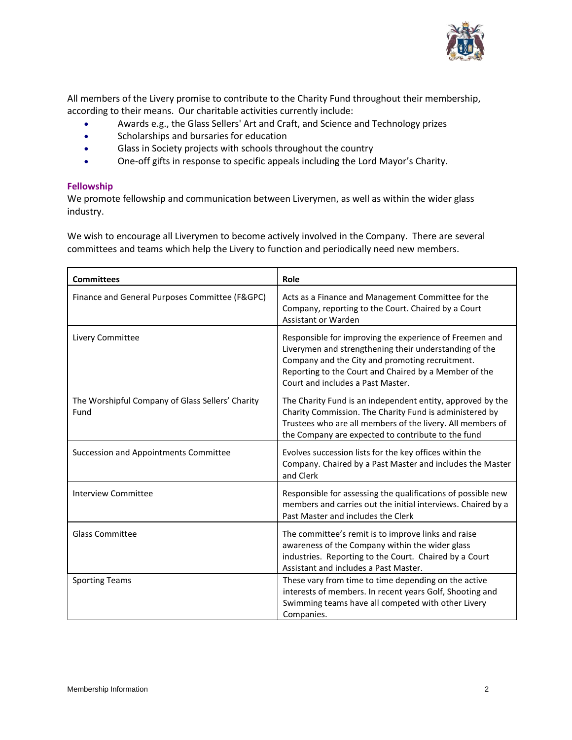All members of the Livery promise to contribute to the Charity Fund throughout their membership, according to their means. Our charitable activities currently include:

- Awards e.g., the Glass Sellers' Art and Craft, and Science and Technology prizes
- Scholarships and bursaries for education
- Glass in Society projects with schools throughout the country
- One-off gifts in response to specific appeals including the Lord Mayor's Charity.

### Fellowship

We promote fellowship and communication between Liverymen, as well as within the wider glass industry.

We wish to encourage all Liverymen to become actively involved in the Company. There are several committees and teams which help the Livery to function and periodically need new members.

| Committees | Role |
|---|---|
| Finance and General Purposes Committee (F&GPC) | Acts as a Finance and Management Committee for the Company, reporting to the Court. Chaired by a Court Assistant or Warden |
| Livery Committee | Responsible for improving the experience of Freemen and Liverymen and strengthening their understanding of the Company and the City and promoting recruitment. Reporting to the Court and Chaired by a Member of the Court and includes a Past Master. |
| The Worshipful Company of Glass Sellers' Charity Fund | The Charity Fund is an independent entity, approved by the Charity Commission. The Charity Fund is administered by Trustees who are all members of the livery. All members of the Company are expected to contribute to the fund |
| Succession and Appointments Committee | Evolves succession lists for the key offices within the Company. Chaired by a Past Master and includes the Master and Clerk |
| Interview Committee | Responsible for assessing the qualifications of possible new members and carries out the initial interviews. Chaired by a Past Master and includes the Clerk |
| Glass Committee | The committee's remit is to improve links and raise awareness of the Company within the wider glass industries. Reporting to the Court. Chaired by a Court Assistant and includes a Past Master. |
| Sporting Teams | These vary from time to time depending on the active interests of members. In recent years Golf, Shooting and Swimming teams have all competed with other Livery Companies. |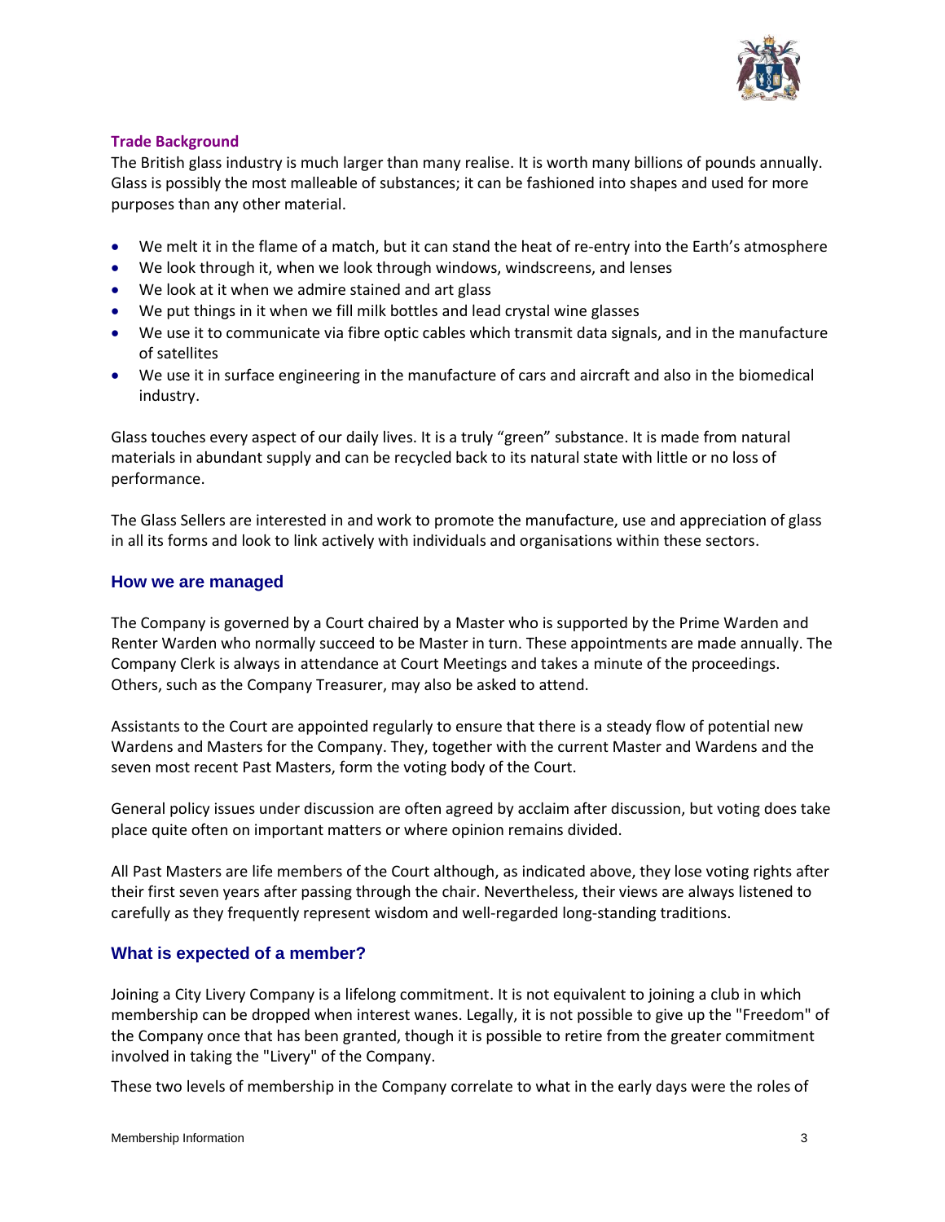### Trade Background

The British glass industry is much larger than many realise. It is worth many billions of pounds annually. Glass is possibly the most malleable of substances; it can be fashioned into shapes and used for more purposes than any other material.

- We melt it in the flame of a match, but it can stand the heat of re-entry into the Earth's atmosphere
- We look through it, when we look through windows, windscreens, and lenses
- We look at it when we admire stained and art glass
- We put things in it when we fill milk bottles and lead crystal wine glasses
- We use it to communicate via fibre optic cables which transmit data signals, and in the manufacture of satellites
- We use it in surface engineering in the manufacture of cars and aircraft and also in the biomedical industry.

Glass touches every aspect of our daily lives. It is a truly "green" substance. It is made from natural materials in abundant supply and can be recycled back to its natural state with little or no loss of performance.

The Glass Sellers are interested in and work to promote the manufacture, use and appreciation of glass in all its forms and look to link actively with individuals and organisations within these sectors.

## How we are managed

The Company is governed by a Court chaired by a Master who is supported by the Prime Warden and Renter Warden who normally succeed to be Master in turn. These appointments are made annually. The Company Clerk is always in attendance at Court Meetings and takes a minute of the proceedings. Others, such as the Company Treasurer, may also be asked to attend.

Assistants to the Court are appointed regularly to ensure that there is a steady flow of potential new Wardens and Masters for the Company. They, together with the current Master and Wardens and the seven most recent Past Masters, form the voting body of the Court.

General policy issues under discussion are often agreed by acclaim after discussion, but voting does take place quite often on important matters or where opinion remains divided.

All Past Masters are life members of the Court although, as indicated above, they lose voting rights after their first seven years after passing through the chair. Nevertheless, their views are always listened to carefully as they frequently represent wisdom and well-regarded long-standing traditions.

## What is expected of a member?

Joining a City Livery Company is a lifelong commitment. It is not equivalent to joining a club in which membership can be dropped when interest wanes. Legally, it is not possible to give up the "Freedom" of the Company once that has been granted, though it is possible to retire from the greater commitment involved in taking the "Livery" of the Company.

These two levels of membership in the Company correlate to what in the early days were the roles of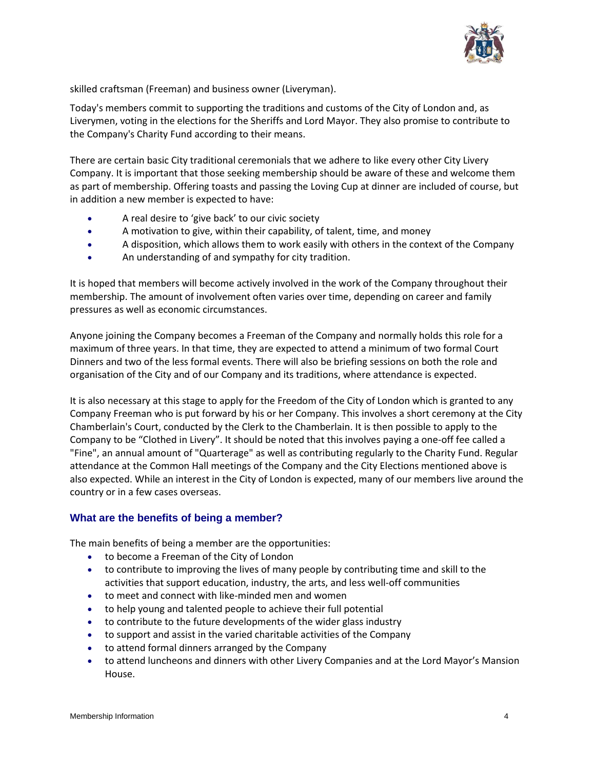skilled craftsman (Freeman) and business owner (Liveryman).

Today's members commit to supporting the traditions and customs of the City of London and, as Liverymen, voting in the elections for the Sheriffs and Lord Mayor. They also promise to contribute to the Company's Charity Fund according to their means.

There are certain basic City traditional ceremonials that we adhere to like every other City Livery Company. It is important that those seeking membership should be aware of these and welcome them as part of membership. Offering toasts and passing the Loving Cup at dinner are included of course, but in addition a new member is expected to have:

- A real desire to 'give back' to our civic society
- A motivation to give, within their capability, of talent, time, and money
- A disposition, which allows them to work easily with others in the context of the Company
- An understanding of and sympathy for city tradition.

It is hoped that members will become actively involved in the work of the Company throughout their membership. The amount of involvement often varies over time, depending on career and family pressures as well as economic circumstances.

Anyone joining the Company becomes a Freeman of the Company and normally holds this role for a maximum of three years. In that time, they are expected to attend a minimum of two formal Court Dinners and two of the less formal events. There will also be briefing sessions on both the role and organisation of the City and of our Company and its traditions, where attendance is expected.

It is also necessary at this stage to apply for the Freedom of the City of London which is granted to any Company Freeman who is put forward by his or her Company. This involves a short ceremony at the City Chamberlain's Court, conducted by the Clerk to the Chamberlain. It is then possible to apply to the Company to be "Clothed in Livery". It should be noted that this involves paying a one-off fee called a "Fine", an annual amount of "Quarterage" as well as contributing regularly to the Charity Fund. Regular attendance at the Common Hall meetings of the Company and the City Elections mentioned above is also expected. While an interest in the City of London is expected, many of our members live around the country or in a few cases overseas.

## What are the benefits of being a member?

The main benefits of being a member are the opportunities:

- to become a Freeman of the City of London
- to contribute to improving the lives of many people by contributing time and skill to the activities that support education, industry, the arts, and less well-off communities
- to meet and connect with like-minded men and women
- to help young and talented people to achieve their full potential
- to contribute to the future developments of the wider glass industry
- to support and assist in the varied charitable activities of the Company
- to attend formal dinners arranged by the Company
- to attend luncheons and dinners with other Livery Companies and at the Lord Mayor's Mansion House.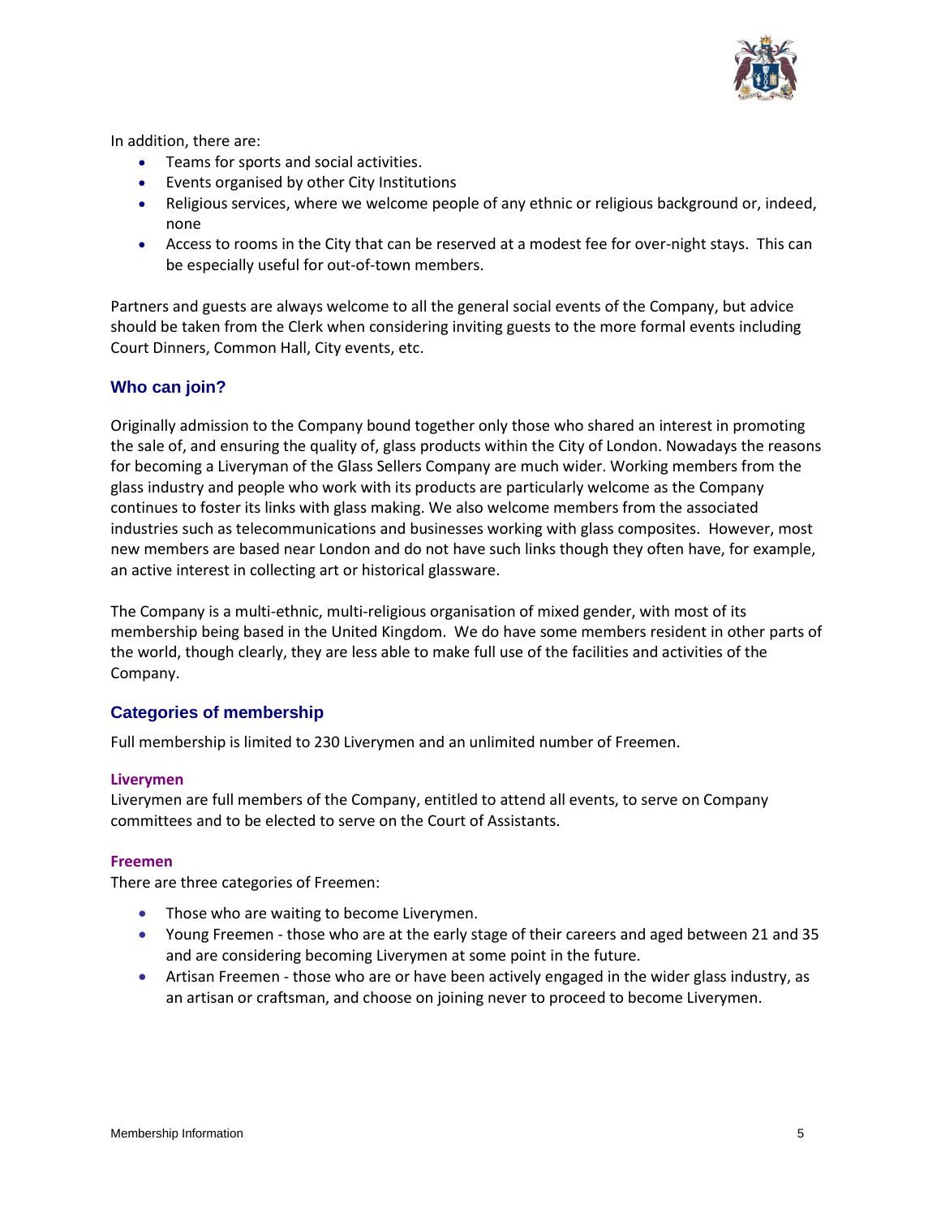In addition, there are:

- Teams for sports and social activities.
- Events organised by other City Institutions
- Religious services, where we welcome people of any ethnic or religious background or, indeed, none
- Access to rooms in the City that can be reserved at a modest fee for over-night stays. This can be especially useful for out-of-town members.

Partners and guests are always welcome to all the general social events of the Company, but advice should be taken from the Clerk when considering inviting guests to the more formal events including Court Dinners, Common Hall, City events, etc.

## Who can join?

Originally admission to the Company bound together only those who shared an interest in promoting the sale of, and ensuring the quality of, glass products within the City of London. Nowadays the reasons for becoming a Liveryman of the Glass Sellers Company are much wider. Working members from the glass industry and people who work with its products are particularly welcome as the Company continues to foster its links with glass making. We also welcome members from the associated industries such as telecommunications and businesses working with glass composites. However, most new members are based near London and do not have such links though they often have, for example, an active interest in collecting art or historical glassware.

The Company is a multi-ethnic, multi-religious organisation of mixed gender, with most of its membership being based in the United Kingdom. We do have some members resident in other parts of the world, though clearly, they are less able to make full use of the facilities and activities of the Company.

## Categories of membership

Full membership is limited to 230 Liverymen and an unlimited number of Freemen.

### Liverymen

Liverymen are full members of the Company, entitled to attend all events, to serve on Company committees and to be elected to serve on the Court of Assistants.

### Freemen

There are three categories of Freemen:

- Those who are waiting to become Liverymen.
- Young Freemen - those who are at the early stage of their careers and aged between 21 and 35 and are considering becoming Liverymen at some point in the future.
- Artisan Freemen - those who are or have been actively engaged in the wider glass industry, as an artisan or craftsman, and choose on joining never to proceed to become Liverymen.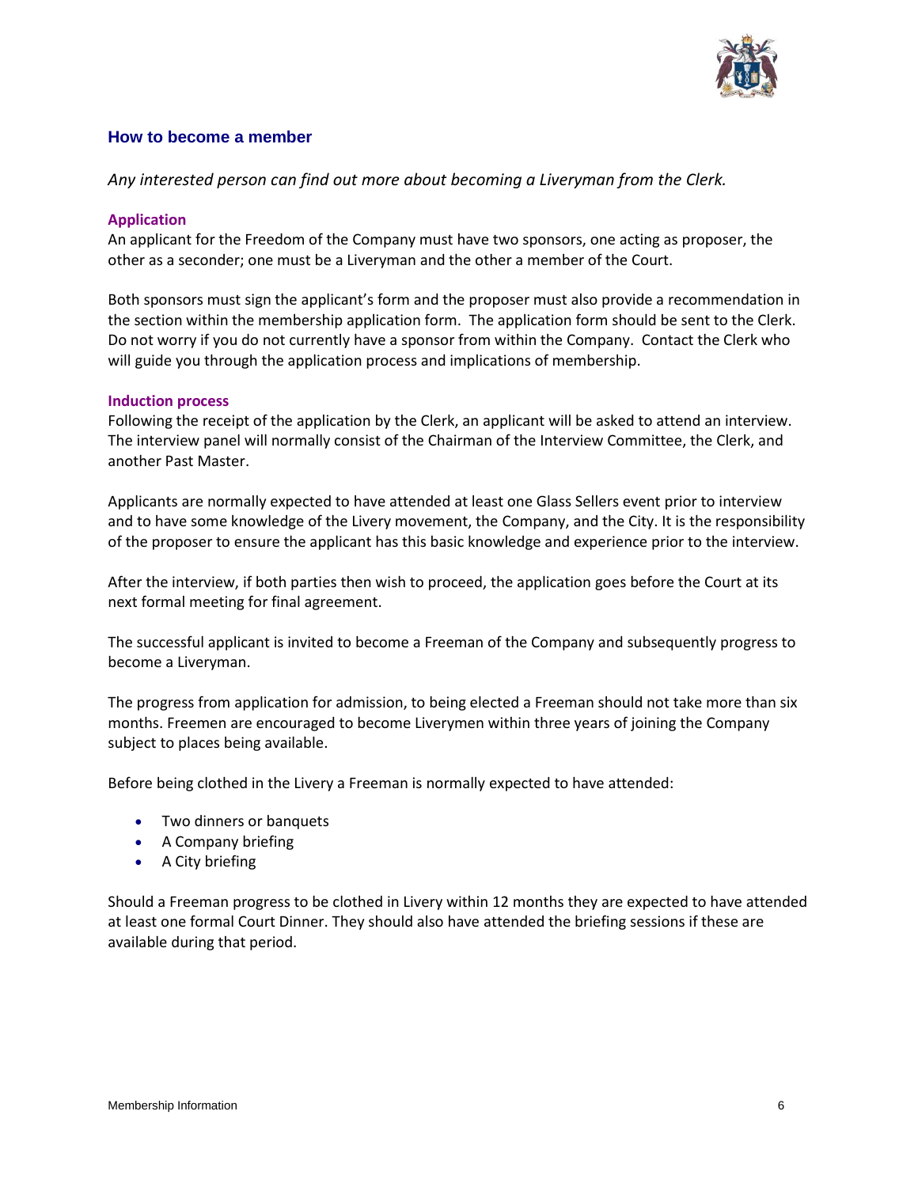## How to become a member

*Any interested person can find out more about becoming a Liveryman from the Clerk.*

### Application

An applicant for the Freedom of the Company must have two sponsors, one acting as proposer, the other as a seconder; one must be a Liveryman and the other a member of the Court.

Both sponsors must sign the applicant's form and the proposer must also provide a recommendation in the section within the membership application form. The application form should be sent to the Clerk. Do not worry if you do not currently have a sponsor from within the Company. Contact the Clerk who will guide you through the application process and implications of membership.

### Induction process

Following the receipt of the application by the Clerk, an applicant will be asked to attend an interview. The interview panel will normally consist of the Chairman of the Interview Committee, the Clerk, and another Past Master.

Applicants are normally expected to have attended at least one Glass Sellers event prior to interview and to have some knowledge of the Livery movement, the Company, and the City. It is the responsibility of the proposer to ensure the applicant has this basic knowledge and experience prior to the interview.

After the interview, if both parties then wish to proceed, the application goes before the Court at its next formal meeting for final agreement.

The successful applicant is invited to become a Freeman of the Company and subsequently progress to become a Liveryman.

The progress from application for admission, to being elected a Freeman should not take more than six months. Freemen are encouraged to become Liverymen within three years of joining the Company subject to places being available.

Before being clothed in the Livery a Freeman is normally expected to have attended:

- Two dinners or banquets
- A Company briefing
- A City briefing

Should a Freeman progress to be clothed in Livery within 12 months they are expected to have attended at least one formal Court Dinner. They should also have attended the briefing sessions if these are available during that period.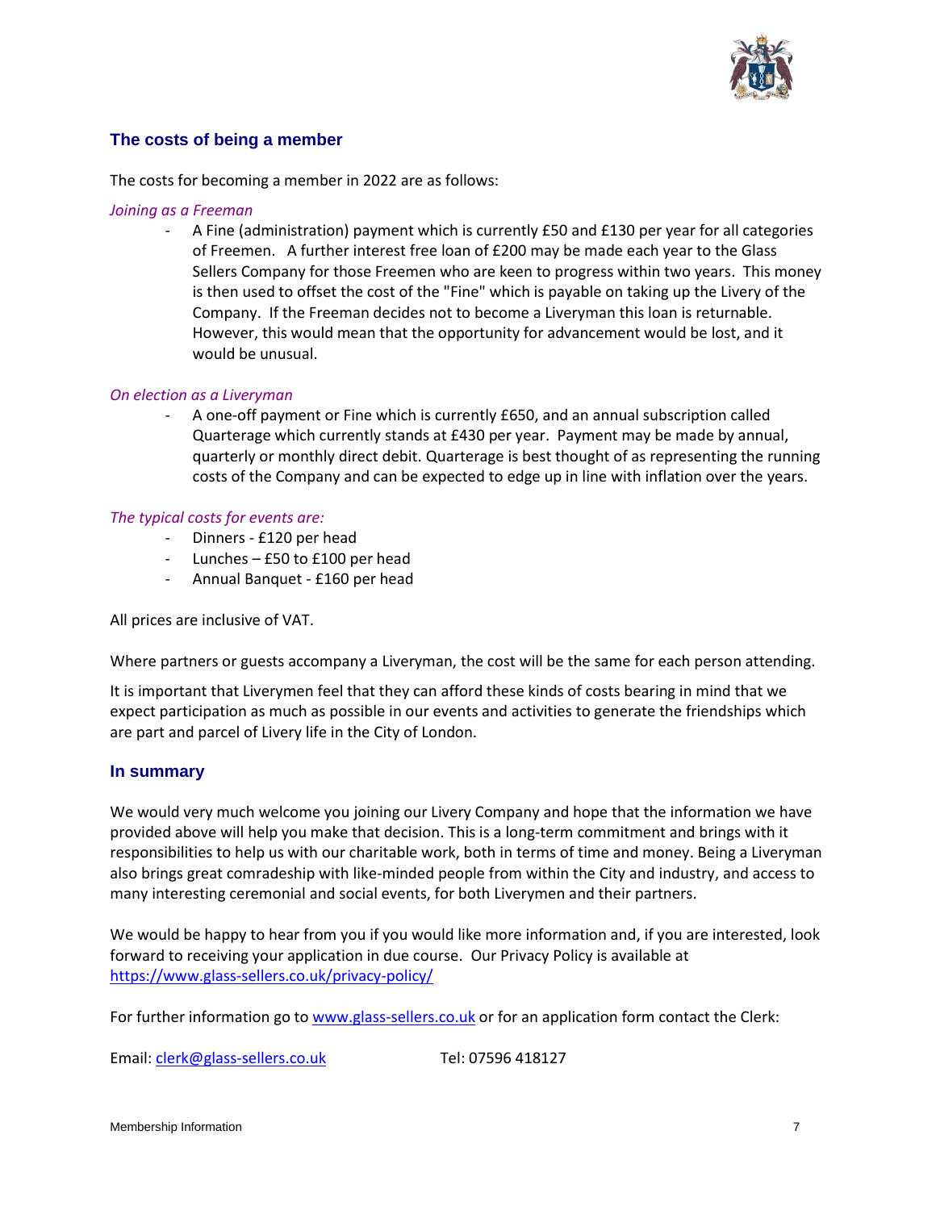## The costs of being a member

The costs for becoming a member in 2022 are as follows:

*Joining as a Freeman*

- A Fine (administration) payment which is currently £50 and £130 per year for all categories of Freemen. A further interest free loan of £200 may be made each year to the Glass Sellers Company for those Freemen who are keen to progress within two years. This money is then used to offset the cost of the "Fine" which is payable on taking up the Livery of the Company. If the Freeman decides not to become a Liveryman this loan is returnable. However, this would mean that the opportunity for advancement would be lost, and it would be unusual.

*On election as a Liveryman*

- A one-off payment or Fine which is currently £650, and an annual subscription called Quarterage which currently stands at £430 per year. Payment may be made by annual, quarterly or monthly direct debit. Quarterage is best thought of as representing the running costs of the Company and can be expected to edge up in line with inflation over the years.

*The typical costs for events are:*

- Dinners - £120 per head
- Lunches – £50 to £100 per head
- Annual Banquet - £160 per head

All prices are inclusive of VAT.

Where partners or guests accompany a Liveryman, the cost will be the same for each person attending.

It is important that Liverymen feel that they can afford these kinds of costs bearing in mind that we expect participation as much as possible in our events and activities to generate the friendships which are part and parcel of Livery life in the City of London.

## In summary

We would very much welcome you joining our Livery Company and hope that the information we have provided above will help you make that decision. This is a long-term commitment and brings with it responsibilities to help us with our charitable work, both in terms of time and money. Being a Liveryman also brings great comradeship with like-minded people from within the City and industry, and access to many interesting ceremonial and social events, for both Liverymen and their partners.

We would be happy to hear from you if you would like more information and, if you are interested, look forward to receiving your application in due course. Our Privacy Policy is available at https://www.glass-sellers.co.uk/privacy-policy/

For further information go to www.glass-sellers.co.uk or for an application form contact the Clerk:

Email: clerk@glass-sellers.co.uk Tel: 07596 418127